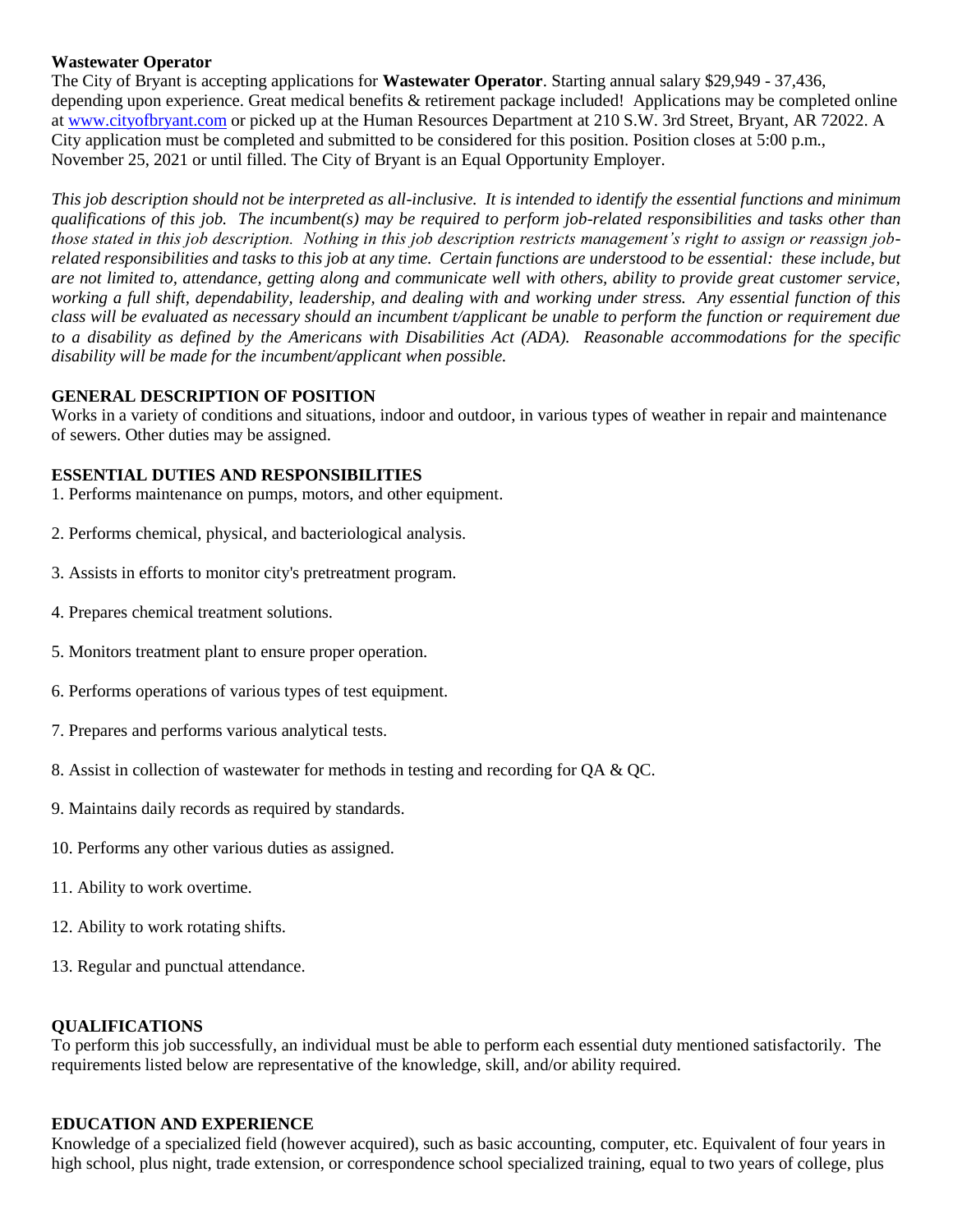**Wastewater Operator**

The City of Bryant is accepting applications for **Wastewater Operator**. Starting annual salary $29,949 - 37,436, depending upon experience. Great medical benefits & retirement package included! Applications may be completed online at www.cityofbryant.com or picked up at the Human Resources Department at 210 S.W. 3rd Street, Bryant, AR 72022. A City application must be completed and submitted to be considered for this position. Position closes at 5:00 p.m., November 25, 2021 or until filled. The City of Bryant is an Equal Opportunity Employer.

*This job description should not be interpreted as all-inclusive. It is intended to identify the essential functions and minimum qualifications of this job. The incumbent(s) may be required to perform job-related responsibilities and tasks other than those stated in this job description. Nothing in this job description restricts management's right to assign or reassign job-related responsibilities and tasks to this job at any time. Certain functions are understood to be essential: these include, but are not limited to, attendance, getting along and communicate well with others, ability to provide great customer service, working a full shift, dependability, leadership, and dealing with and working under stress. Any essential function of this class will be evaluated as necessary should an incumbent t/applicant be unable to perform the function or requirement due to a disability as defined by the Americans with Disabilities Act (ADA). Reasonable accommodations for the specific disability will be made for the incumbent/applicant when possible.*

## GENERAL DESCRIPTION OF POSITION

Works in a variety of conditions and situations, indoor and outdoor, in various types of weather in repair and maintenance of sewers. Other duties may be assigned.

## ESSENTIAL DUTIES AND RESPONSIBILITIES

1. Performs maintenance on pumps, motors, and other equipment.
2. Performs chemical, physical, and bacteriological analysis.
3. Assists in efforts to monitor city's pretreatment program.
4. Prepares chemical treatment solutions.
5. Monitors treatment plant to ensure proper operation.
6. Performs operations of various types of test equipment.
7. Prepares and performs various analytical tests.
8. Assist in collection of wastewater for methods in testing and recording for QA & QC.
9. Maintains daily records as required by standards.
10. Performs any other various duties as assigned.
11. Ability to work overtime.
12. Ability to work rotating shifts.
13. Regular and punctual attendance.

## QUALIFICATIONS

To perform this job successfully, an individual must be able to perform each essential duty mentioned satisfactorily. The requirements listed below are representative of the knowledge, skill, and/or ability required.

## EDUCATION AND EXPERIENCE

Knowledge of a specialized field (however acquired), such as basic accounting, computer, etc. Equivalent of four years in high school, plus night, trade extension, or correspondence school specialized training, equal to two years of college, plus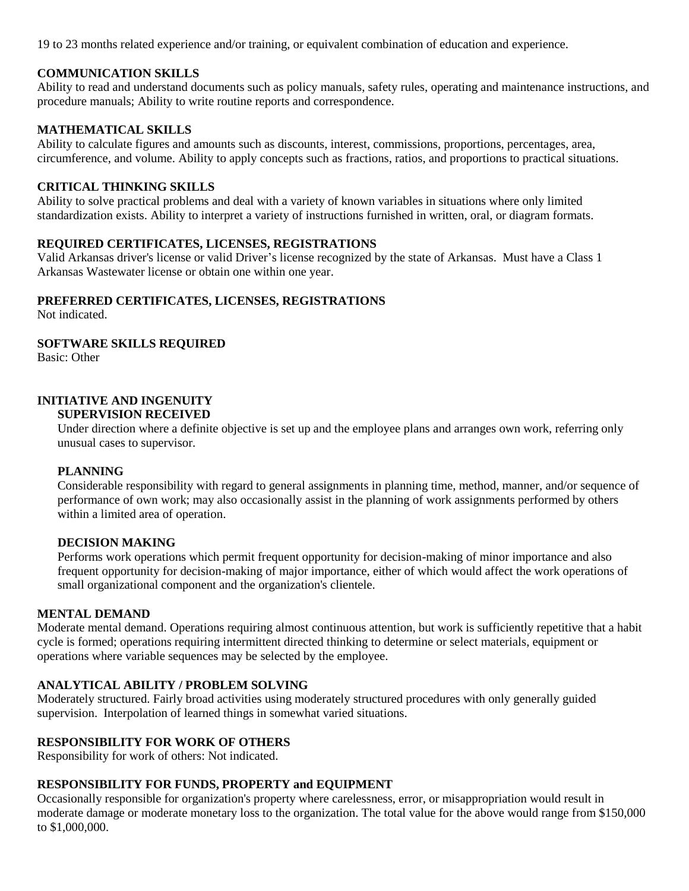19 to 23 months related experience and/or training, or equivalent combination of education and experience.

**COMMUNICATION SKILLS**

Ability to read and understand documents such as policy manuals, safety rules, operating and maintenance instructions, and procedure manuals; Ability to write routine reports and correspondence.

**MATHEMATICAL SKILLS**

Ability to calculate figures and amounts such as discounts, interest, commissions, proportions, percentages, area, circumference, and volume. Ability to apply concepts such as fractions, ratios, and proportions to practical situations.

**CRITICAL THINKING SKILLS**

Ability to solve practical problems and deal with a variety of known variables in situations where only limited standardization exists. Ability to interpret a variety of instructions furnished in written, oral, or diagram formats.

**REQUIRED CERTIFICATES, LICENSES, REGISTRATIONS**

Valid Arkansas driver's license or valid Driver's license recognized by the state of Arkansas. Must have a Class 1 Arkansas Wastewater license or obtain one within one year.

**PREFERRED CERTIFICATES, LICENSES, REGISTRATIONS**

Not indicated.

**SOFTWARE SKILLS REQUIRED**

Basic: Other

**INITIATIVE AND INGENUITY**

**SUPERVISION RECEIVED**

Under direction where a definite objective is set up and the employee plans and arranges own work, referring only unusual cases to supervisor.

**PLANNING**

Considerable responsibility with regard to general assignments in planning time, method, manner, and/or sequence of performance of own work; may also occasionally assist in the planning of work assignments performed by others within a limited area of operation.

**DECISION MAKING**

Performs work operations which permit frequent opportunity for decision-making of minor importance and also frequent opportunity for decision-making of major importance, either of which would affect the work operations of small organizational component and the organization's clientele.

**MENTAL DEMAND**

Moderate mental demand. Operations requiring almost continuous attention, but work is sufficiently repetitive that a habit cycle is formed; operations requiring intermittent directed thinking to determine or select materials, equipment or operations where variable sequences may be selected by the employee.

**ANALYTICAL ABILITY / PROBLEM SOLVING**

Moderately structured. Fairly broad activities using moderately structured procedures with only generally guided supervision. Interpolation of learned things in somewhat varied situations.

**RESPONSIBILITY FOR WORK OF OTHERS**

Responsibility for work of others: Not indicated.

**RESPONSIBILITY FOR FUNDS, PROPERTY and EQUIPMENT**

Occasionally responsible for organization's property where carelessness, error, or misappropriation would result in moderate damage or moderate monetary loss to the organization. The total value for the above would range from $150,000 to $1,000,000.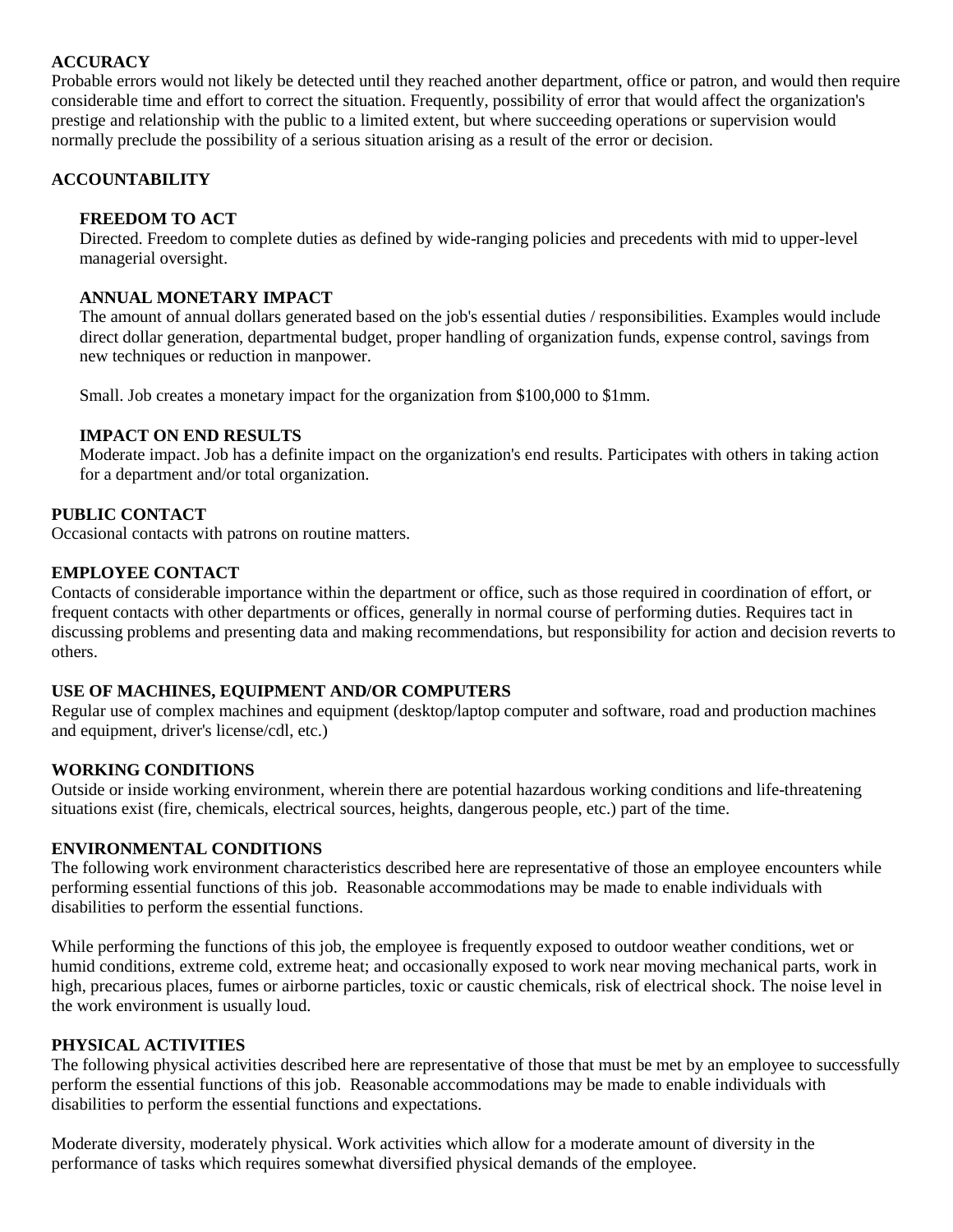**ACCURACY**

Probable errors would not likely be detected until they reached another department, office or patron, and would then require considerable time and effort to correct the situation. Frequently, possibility of error that would affect the organization's prestige and relationship with the public to a limited extent, but where succeeding operations or supervision would normally preclude the possibility of a serious situation arising as a result of the error or decision.

**ACCOUNTABILITY**

**FREEDOM TO ACT**

Directed. Freedom to complete duties as defined by wide-ranging policies and precedents with mid to upper-level managerial oversight.

**ANNUAL MONETARY IMPACT**

The amount of annual dollars generated based on the job's essential duties / responsibilities. Examples would include direct dollar generation, departmental budget, proper handling of organization funds, expense control, savings from new techniques or reduction in manpower.

Small. Job creates a monetary impact for the organization from $100,000 to $1mm.

**IMPACT ON END RESULTS**

Moderate impact. Job has a definite impact on the organization's end results. Participates with others in taking action for a department and/or total organization.

**PUBLIC CONTACT**

Occasional contacts with patrons on routine matters.

**EMPLOYEE CONTACT**

Contacts of considerable importance within the department or office, such as those required in coordination of effort, or frequent contacts with other departments or offices, generally in normal course of performing duties. Requires tact in discussing problems and presenting data and making recommendations, but responsibility for action and decision reverts to others.

**USE OF MACHINES, EQUIPMENT AND/OR COMPUTERS**

Regular use of complex machines and equipment (desktop/laptop computer and software, road and production machines and equipment, driver's license/cdl, etc.)

**WORKING CONDITIONS**

Outside or inside working environment, wherein there are potential hazardous working conditions and life-threatening situations exist (fire, chemicals, electrical sources, heights, dangerous people, etc.) part of the time.

**ENVIRONMENTAL CONDITIONS**

The following work environment characteristics described here are representative of those an employee encounters while performing essential functions of this job. Reasonable accommodations may be made to enable individuals with disabilities to perform the essential functions.

While performing the functions of this job, the employee is frequently exposed to outdoor weather conditions, wet or humid conditions, extreme cold, extreme heat; and occasionally exposed to work near moving mechanical parts, work in high, precarious places, fumes or airborne particles, toxic or caustic chemicals, risk of electrical shock. The noise level in the work environment is usually loud.

**PHYSICAL ACTIVITIES**

The following physical activities described here are representative of those that must be met by an employee to successfully perform the essential functions of this job. Reasonable accommodations may be made to enable individuals with disabilities to perform the essential functions and expectations.

Moderate diversity, moderately physical. Work activities which allow for a moderate amount of diversity in the performance of tasks which requires somewhat diversified physical demands of the employee.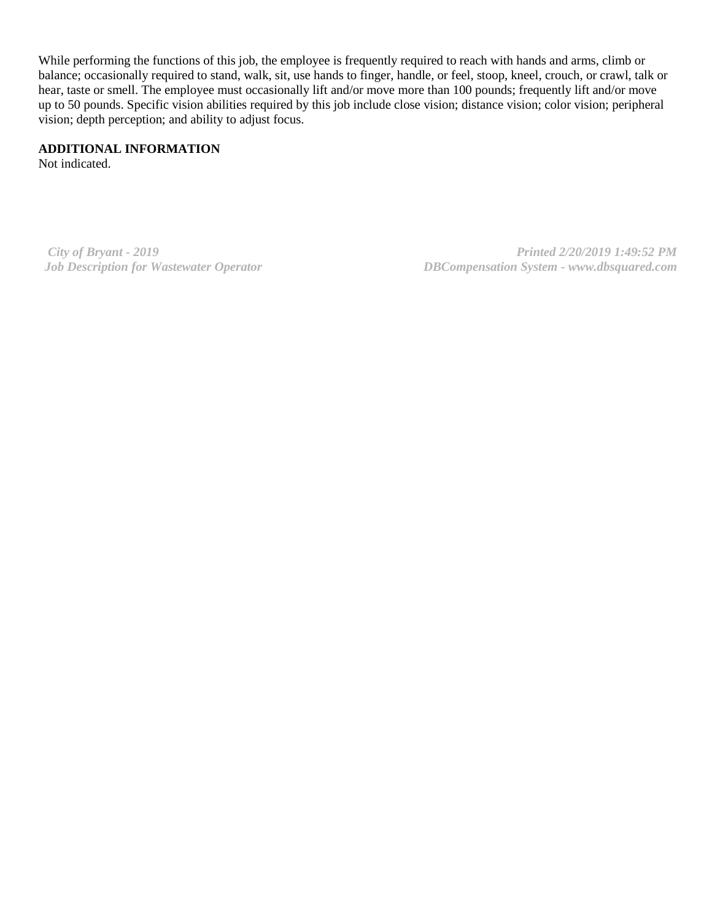While performing the functions of this job, the employee is frequently required to reach with hands and arms, climb or balance; occasionally required to stand, walk, sit, use hands to finger, handle, or feel, stoop, kneel, crouch, or crawl, talk or hear, taste or smell. The employee must occasionally lift and/or move more than 100 pounds; frequently lift and/or move up to 50 pounds. Specific vision abilities required by this job include close vision; distance vision; color vision; peripheral vision; depth perception; and ability to adjust focus.

**ADDITIONAL INFORMATION**

Not indicated.